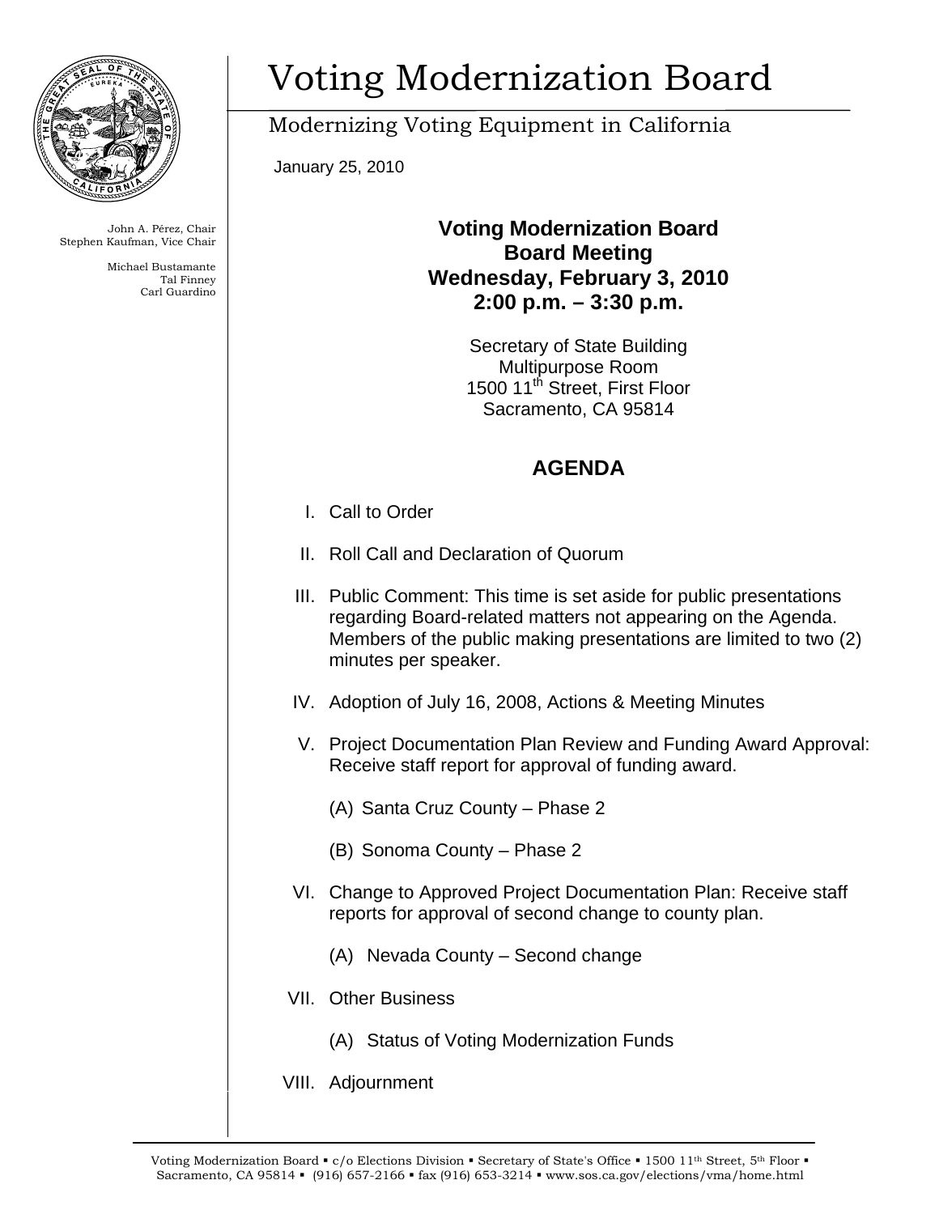# Voting Modernization Board

Modernizing Voting Equipment in California

January 25, 2010

John A. Pérez, Chair
Stephen Kaufman, Vice Chair

Michael Bustamante
Tal Finney
Carl Guardino

**Voting Modernization Board**
**Board Meeting**
**Wednesday, February 3, 2010**
**2:00 p.m. – 3:30 p.m.**

Secretary of State Building
Multipurpose Room
1500 11th Street, First Floor
Sacramento, CA 95814

## AGENDA

I. Call to Order

II. Roll Call and Declaration of Quorum

III. Public Comment: This time is set aside for public presentations regarding Board-related matters not appearing on the Agenda. Members of the public making presentations are limited to two (2) minutes per speaker.

IV. Adoption of July 16, 2008, Actions & Meeting Minutes

V. Project Documentation Plan Review and Funding Award Approval: Receive staff report for approval of funding award.

   (A) Santa Cruz County – Phase 2

   (B) Sonoma County – Phase 2

VI. Change to Approved Project Documentation Plan: Receive staff reports for approval of second change to county plan.

   (A) Nevada County – Second change

VII. Other Business

   (A) Status of Voting Modernization Funds

VIII. Adjournment

Voting Modernization Board ▪ c/o Elections Division ▪ Secretary of State's Office ▪ 1500 11th Street, 5th Floor ▪ Sacramento, CA 95814 ▪ (916) 657-2166 ▪ fax (916) 653-3214 ▪ www.sos.ca.gov/elections/vma/home.html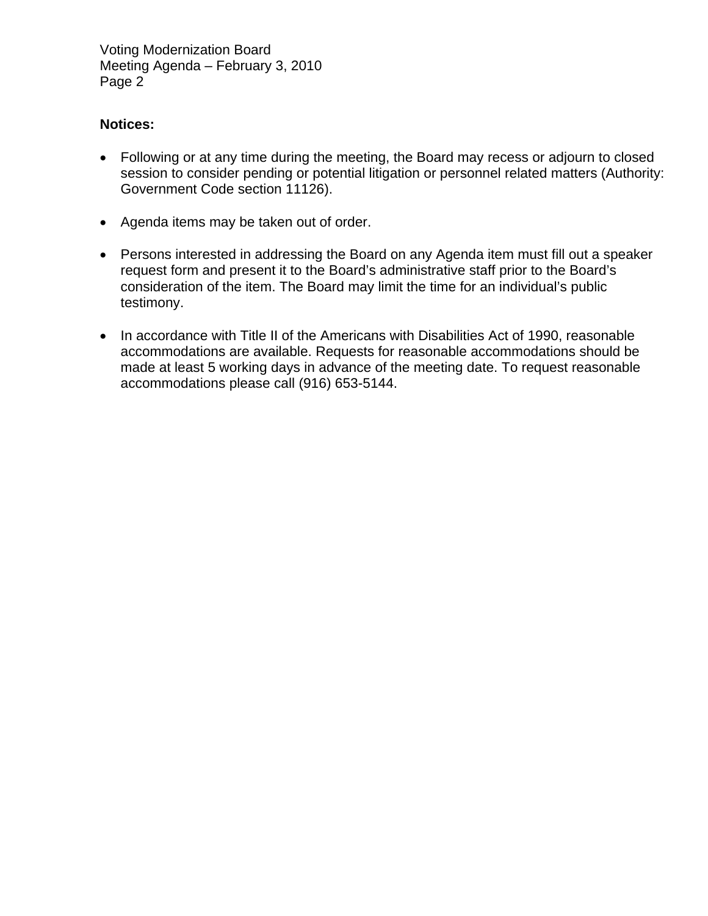**Notices:**

- Following or at any time during the meeting, the Board may recess or adjourn to closed session to consider pending or potential litigation or personnel related matters (Authority: Government Code section 11126).

- Agenda items may be taken out of order.

- Persons interested in addressing the Board on any Agenda item must fill out a speaker request form and present it to the Board's administrative staff prior to the Board's consideration of the item. The Board may limit the time for an individual's public testimony.

- In accordance with Title II of the Americans with Disabilities Act of 1990, reasonable accommodations are available. Requests for reasonable accommodations should be made at least 5 working days in advance of the meeting date. To request reasonable accommodations please call (916) 653-5144.